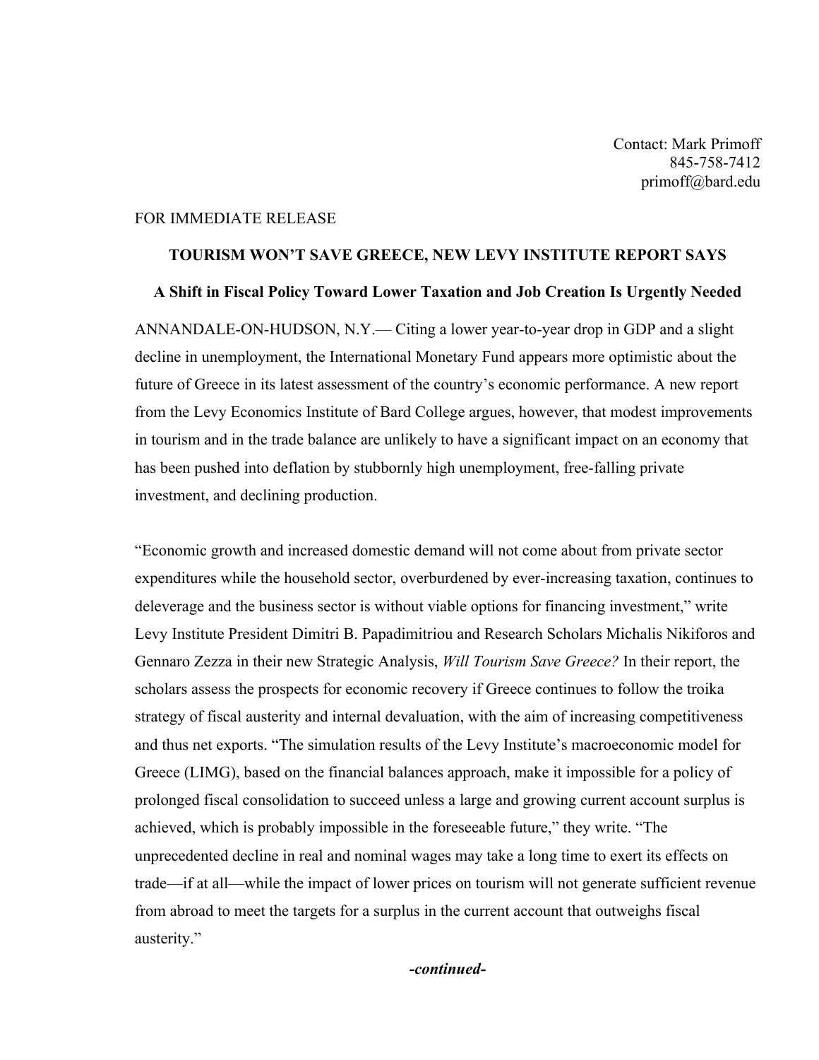Contact: Mark Primoff
845-758-7412
primoff@bard.edu

FOR IMMEDIATE RELEASE

**TOURISM WON'T SAVE GREECE, NEW LEVY INSTITUTE REPORT SAYS**

**A Shift in Fiscal Policy Toward Lower Taxation and Job Creation Is Urgently Needed**

ANNANDALE-ON-HUDSON, N.Y.— Citing a lower year-to-year drop in GDP and a slight decline in unemployment, the International Monetary Fund appears more optimistic about the future of Greece in its latest assessment of the country's economic performance. A new report from the Levy Economics Institute of Bard College argues, however, that modest improvements in tourism and in the trade balance are unlikely to have a significant impact on an economy that has been pushed into deflation by stubbornly high unemployment, free-falling private investment, and declining production.

"Economic growth and increased domestic demand will not come about from private sector expenditures while the household sector, overburdened by ever-increasing taxation, continues to deleverage and the business sector is without viable options for financing investment," write Levy Institute President Dimitri B. Papadimitriou and Research Scholars Michalis Nikiforos and Gennaro Zezza in their new Strategic Analysis, *Will Tourism Save Greece?* In their report, the scholars assess the prospects for economic recovery if Greece continues to follow the troika strategy of fiscal austerity and internal devaluation, with the aim of increasing competitiveness and thus net exports. "The simulation results of the Levy Institute's macroeconomic model for Greece (LIMG), based on the financial balances approach, make it impossible for a policy of prolonged fiscal consolidation to succeed unless a large and growing current account surplus is achieved, which is probably impossible in the foreseeable future," they write. "The unprecedented decline in real and nominal wages may take a long time to exert its effects on trade—if at all—while the impact of lower prices on tourism will not generate sufficient revenue from abroad to meet the targets for a surplus in the current account that outweighs fiscal austerity."

***-continued-***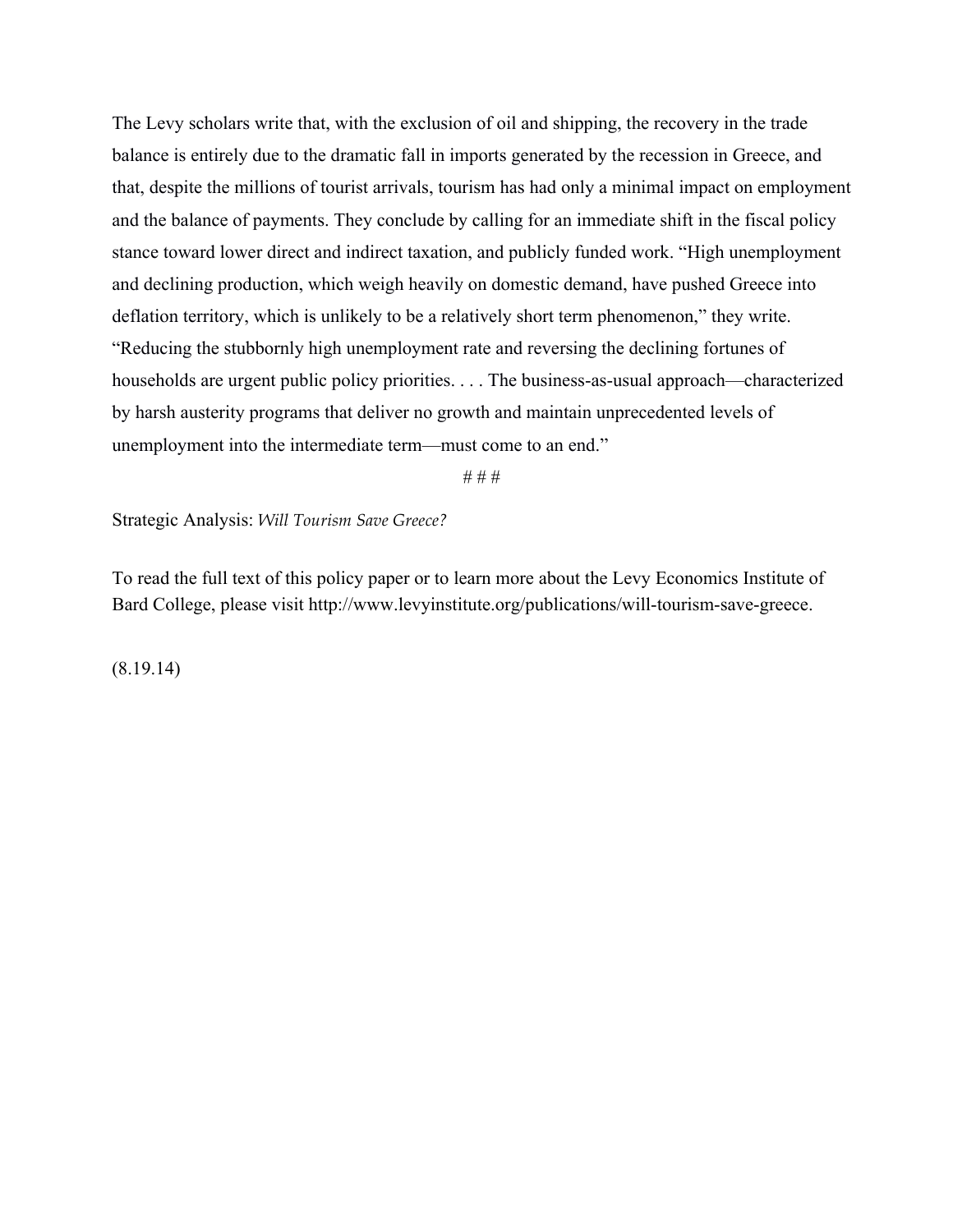The Levy scholars write that, with the exclusion of oil and shipping, the recovery in the trade balance is entirely due to the dramatic fall in imports generated by the recession in Greece, and that, despite the millions of tourist arrivals, tourism has had only a minimal impact on employment and the balance of payments. They conclude by calling for an immediate shift in the fiscal policy stance toward lower direct and indirect taxation, and publicly funded work. "High unemployment and declining production, which weigh heavily on domestic demand, have pushed Greece into deflation territory, which is unlikely to be a relatively short term phenomenon," they write. "Reducing the stubbornly high unemployment rate and reversing the declining fortunes of households are urgent public policy priorities. . . . The business-as-usual approach—characterized by harsh austerity programs that deliver no growth and maintain unprecedented levels of unemployment into the intermediate term—must come to an end."

# # #

Strategic Analysis: *Will Tourism Save Greece?*

To read the full text of this policy paper or to learn more about the Levy Economics Institute of Bard College, please visit http://www.levyinstitute.org/publications/will-tourism-save-greece.

(8.19.14)